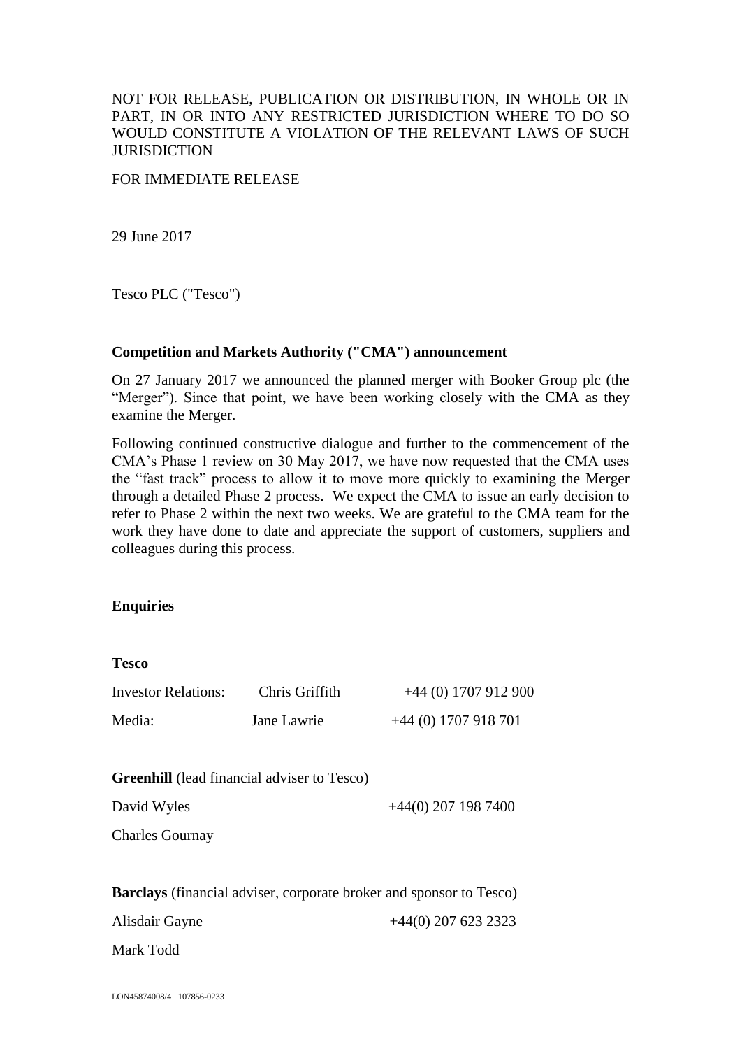NOT FOR RELEASE, PUBLICATION OR DISTRIBUTION, IN WHOLE OR IN PART, IN OR INTO ANY RESTRICTED JURISDICTION WHERE TO DO SO WOULD CONSTITUTE A VIOLATION OF THE RELEVANT LAWS OF SUCH JURISDICTION

FOR IMMEDIATE RELEASE

29 June 2017

Tesco PLC ("Tesco")

**Competition and Markets Authority ("CMA") announcement**

On 27 January 2017 we announced the planned merger with Booker Group plc (the "Merger"). Since that point, we have been working closely with the CMA as they examine the Merger.

Following continued constructive dialogue and further to the commencement of the CMA's Phase 1 review on 30 May 2017, we have now requested that the CMA uses the "fast track" process to allow it to move more quickly to examining the Merger through a detailed Phase 2 process. We expect the CMA to issue an early decision to refer to Phase 2 within the next two weeks. We are grateful to the CMA team for the work they have done to date and appreciate the support of customers, suppliers and colleagues during this process.

**Enquiries**

**Tesco**

| | | |
|---|---|---|
| Investor Relations: | Chris Griffith | +44 (0) 1707 912 900 |
| Media: | Jane Lawrie | +44 (0) 1707 918 701 |

**Greenhill** (lead financial adviser to Tesco)

| | |
|---|---|
| David Wyles | +44(0) 207 198 7400 |
| Charles Gournay | |

**Barclays** (financial adviser, corporate broker and sponsor to Tesco)

| | |
|---|---|
| Alisdair Gayne | +44(0) 207 623 2323 |
| Mark Todd | |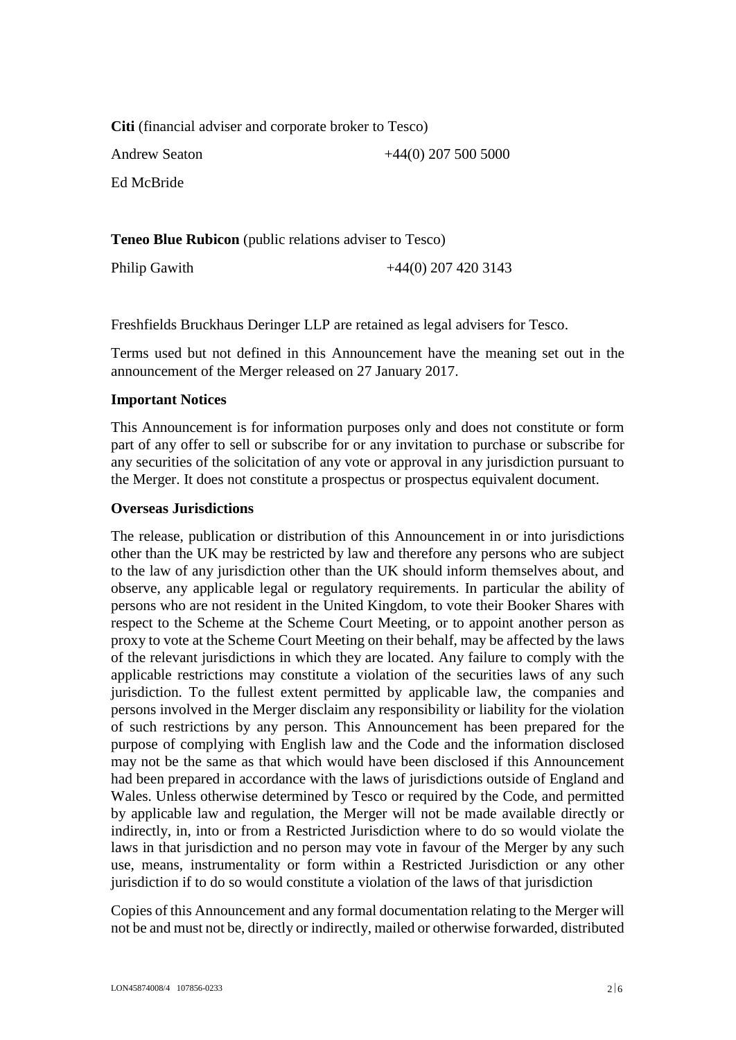**Citi** (financial adviser and corporate broker to Tesco)

| | |
|---|---|
| Andrew Seaton | +44(0) 207 500 5000 |
| Ed McBride | |

**Teneo Blue Rubicon** (public relations adviser to Tesco)

| | |
|---|---|
| Philip Gawith | +44(0) 207 420 3143 |

Freshfields Bruckhaus Deringer LLP are retained as legal advisers for Tesco.

Terms used but not defined in this Announcement have the meaning set out in the announcement of the Merger released on 27 January 2017.

**Important Notices**

This Announcement is for information purposes only and does not constitute or form part of any offer to sell or subscribe for or any invitation to purchase or subscribe for any securities of the solicitation of any vote or approval in any jurisdiction pursuant to the Merger. It does not constitute a prospectus or prospectus equivalent document.

**Overseas Jurisdictions**

The release, publication or distribution of this Announcement in or into jurisdictions other than the UK may be restricted by law and therefore any persons who are subject to the law of any jurisdiction other than the UK should inform themselves about, and observe, any applicable legal or regulatory requirements. In particular the ability of persons who are not resident in the United Kingdom, to vote their Booker Shares with respect to the Scheme at the Scheme Court Meeting, or to appoint another person as proxy to vote at the Scheme Court Meeting on their behalf, may be affected by the laws of the relevant jurisdictions in which they are located. Any failure to comply with the applicable restrictions may constitute a violation of the securities laws of any such jurisdiction. To the fullest extent permitted by applicable law, the companies and persons involved in the Merger disclaim any responsibility or liability for the violation of such restrictions by any person. This Announcement has been prepared for the purpose of complying with English law and the Code and the information disclosed may not be the same as that which would have been disclosed if this Announcement had been prepared in accordance with the laws of jurisdictions outside of England and Wales. Unless otherwise determined by Tesco or required by the Code, and permitted by applicable law and regulation, the Merger will not be made available directly or indirectly, in, into or from a Restricted Jurisdiction where to do so would violate the laws in that jurisdiction and no person may vote in favour of the Merger by any such use, means, instrumentality or form within a Restricted Jurisdiction or any other jurisdiction if to do so would constitute a violation of the laws of that jurisdiction

Copies of this Announcement and any formal documentation relating to the Merger will not be and must not be, directly or indirectly, mailed or otherwise forwarded, distributed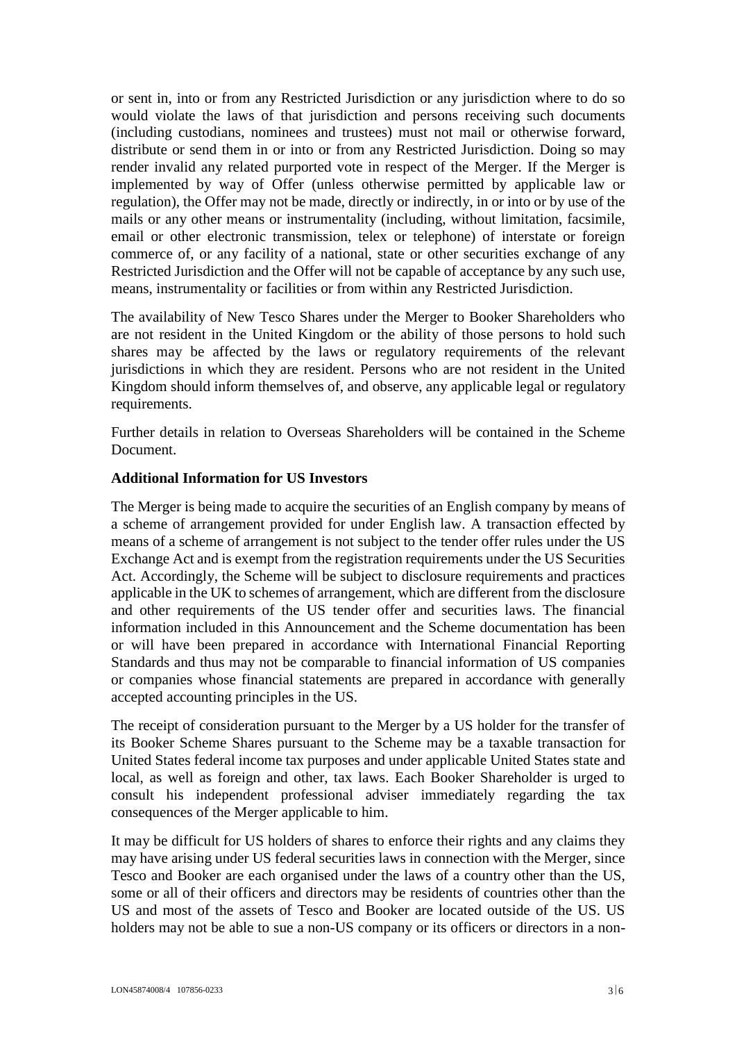or sent in, into or from any Restricted Jurisdiction or any jurisdiction where to do so would violate the laws of that jurisdiction and persons receiving such documents (including custodians, nominees and trustees) must not mail or otherwise forward, distribute or send them in or into or from any Restricted Jurisdiction. Doing so may render invalid any related purported vote in respect of the Merger. If the Merger is implemented by way of Offer (unless otherwise permitted by applicable law or regulation), the Offer may not be made, directly or indirectly, in or into or by use of the mails or any other means or instrumentality (including, without limitation, facsimile, email or other electronic transmission, telex or telephone) of interstate or foreign commerce of, or any facility of a national, state or other securities exchange of any Restricted Jurisdiction and the Offer will not be capable of acceptance by any such use, means, instrumentality or facilities or from within any Restricted Jurisdiction.

The availability of New Tesco Shares under the Merger to Booker Shareholders who are not resident in the United Kingdom or the ability of those persons to hold such shares may be affected by the laws or regulatory requirements of the relevant jurisdictions in which they are resident. Persons who are not resident in the United Kingdom should inform themselves of, and observe, any applicable legal or regulatory requirements.

Further details in relation to Overseas Shareholders will be contained in the Scheme Document.

**Additional Information for US Investors**

The Merger is being made to acquire the securities of an English company by means of a scheme of arrangement provided for under English law. A transaction effected by means of a scheme of arrangement is not subject to the tender offer rules under the US Exchange Act and is exempt from the registration requirements under the US Securities Act. Accordingly, the Scheme will be subject to disclosure requirements and practices applicable in the UK to schemes of arrangement, which are different from the disclosure and other requirements of the US tender offer and securities laws. The financial information included in this Announcement and the Scheme documentation has been or will have been prepared in accordance with International Financial Reporting Standards and thus may not be comparable to financial information of US companies or companies whose financial statements are prepared in accordance with generally accepted accounting principles in the US.

The receipt of consideration pursuant to the Merger by a US holder for the transfer of its Booker Scheme Shares pursuant to the Scheme may be a taxable transaction for United States federal income tax purposes and under applicable United States state and local, as well as foreign and other, tax laws. Each Booker Shareholder is urged to consult his independent professional adviser immediately regarding the tax consequences of the Merger applicable to him.

It may be difficult for US holders of shares to enforce their rights and any claims they may have arising under US federal securities laws in connection with the Merger, since Tesco and Booker are each organised under the laws of a country other than the US, some or all of their officers and directors may be residents of countries other than the US and most of the assets of Tesco and Booker are located outside of the US. US holders may not be able to sue a non-US company or its officers or directors in a non-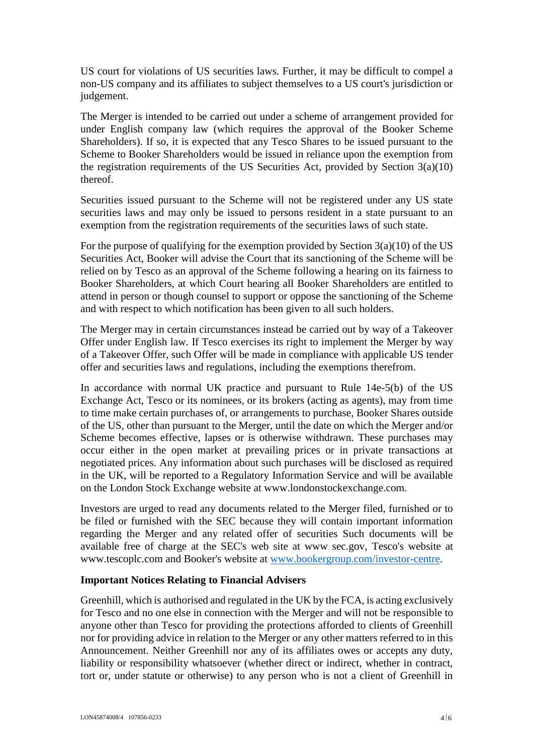US court for violations of US securities laws. Further, it may be difficult to compel a non-US company and its affiliates to subject themselves to a US court's jurisdiction or judgement.

The Merger is intended to be carried out under a scheme of arrangement provided for under English company law (which requires the approval of the Booker Scheme Shareholders). If so, it is expected that any Tesco Shares to be issued pursuant to the Scheme to Booker Shareholders would be issued in reliance upon the exemption from the registration requirements of the US Securities Act, provided by Section 3(a)(10) thereof.

Securities issued pursuant to the Scheme will not be registered under any US state securities laws and may only be issued to persons resident in a state pursuant to an exemption from the registration requirements of the securities laws of such state.

For the purpose of qualifying for the exemption provided by Section 3(a)(10) of the US Securities Act, Booker will advise the Court that its sanctioning of the Scheme will be relied on by Tesco as an approval of the Scheme following a hearing on its fairness to Booker Shareholders, at which Court hearing all Booker Shareholders are entitled to attend in person or though counsel to support or oppose the sanctioning of the Scheme and with respect to which notification has been given to all such holders.

The Merger may in certain circumstances instead be carried out by way of a Takeover Offer under English law. If Tesco exercises its right to implement the Merger by way of a Takeover Offer, such Offer will be made in compliance with applicable US tender offer and securities laws and regulations, including the exemptions therefrom.

In accordance with normal UK practice and pursuant to Rule 14e-5(b) of the US Exchange Act, Tesco or its nominees, or its brokers (acting as agents), may from time to time make certain purchases of, or arrangements to purchase, Booker Shares outside of the US, other than pursuant to the Merger, until the date on which the Merger and/or Scheme becomes effective, lapses or is otherwise withdrawn. These purchases may occur either in the open market at prevailing prices or in private transactions at negotiated prices. Any information about such purchases will be disclosed as required in the UK, will be reported to a Regulatory Information Service and will be available on the London Stock Exchange website at www.londonstockexchange.com.

Investors are urged to read any documents related to the Merger filed, furnished or to be filed or furnished with the SEC because they will contain important information regarding the Merger and any related offer of securities Such documents will be available free of charge at the SEC's web site at www sec.gov, Tesco's website at www.tescoplc.com and Booker's website at www.bookergroup.com/investor-centre.

**Important Notices Relating to Financial Advisers**

Greenhill, which is authorised and regulated in the UK by the FCA, is acting exclusively for Tesco and no one else in connection with the Merger and will not be responsible to anyone other than Tesco for providing the protections afforded to clients of Greenhill nor for providing advice in relation to the Merger or any other matters referred to in this Announcement. Neither Greenhill nor any of its affiliates owes or accepts any duty, liability or responsibility whatsoever (whether direct or indirect, whether in contract, tort or, under statute or otherwise) to any person who is not a client of Greenhill in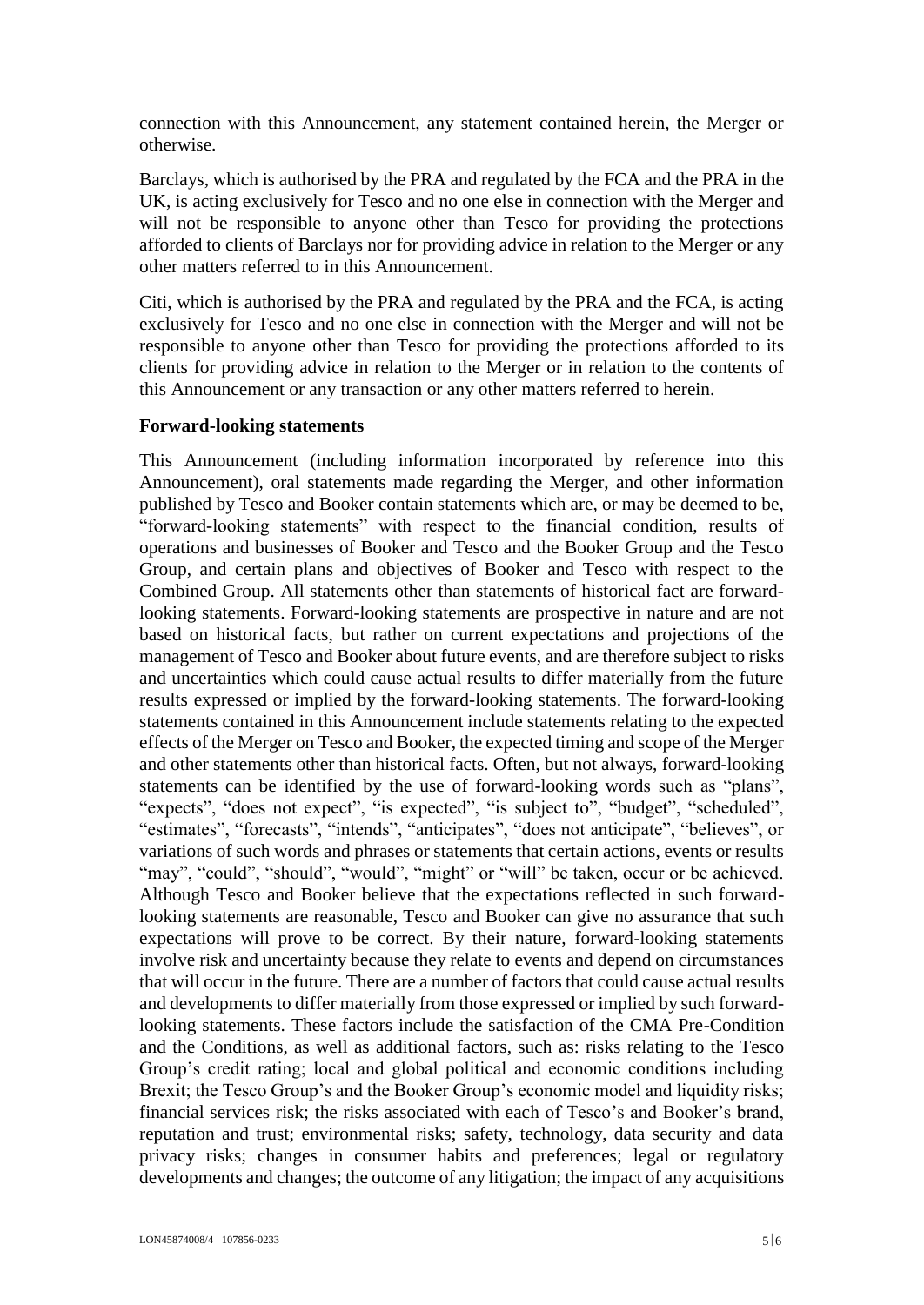connection with this Announcement, any statement contained herein, the Merger or otherwise.

Barclays, which is authorised by the PRA and regulated by the FCA and the PRA in the UK, is acting exclusively for Tesco and no one else in connection with the Merger and will not be responsible to anyone other than Tesco for providing the protections afforded to clients of Barclays nor for providing advice in relation to the Merger or any other matters referred to in this Announcement.

Citi, which is authorised by the PRA and regulated by the PRA and the FCA, is acting exclusively for Tesco and no one else in connection with the Merger and will not be responsible to anyone other than Tesco for providing the protections afforded to its clients for providing advice in relation to the Merger or in relation to the contents of this Announcement or any transaction or any other matters referred to herein.

**Forward-looking statements**

This Announcement (including information incorporated by reference into this Announcement), oral statements made regarding the Merger, and other information published by Tesco and Booker contain statements which are, or may be deemed to be, "forward-looking statements" with respect to the financial condition, results of operations and businesses of Booker and Tesco and the Booker Group and the Tesco Group, and certain plans and objectives of Booker and Tesco with respect to the Combined Group. All statements other than statements of historical fact are forward-looking statements. Forward-looking statements are prospective in nature and are not based on historical facts, but rather on current expectations and projections of the management of Tesco and Booker about future events, and are therefore subject to risks and uncertainties which could cause actual results to differ materially from the future results expressed or implied by the forward-looking statements. The forward-looking statements contained in this Announcement include statements relating to the expected effects of the Merger on Tesco and Booker, the expected timing and scope of the Merger and other statements other than historical facts. Often, but not always, forward-looking statements can be identified by the use of forward-looking words such as "plans", "expects", "does not expect", "is expected", "is subject to", "budget", "scheduled", "estimates", "forecasts", "intends", "anticipates", "does not anticipate", "believes", or variations of such words and phrases or statements that certain actions, events or results "may", "could", "should", "would", "might" or "will" be taken, occur or be achieved. Although Tesco and Booker believe that the expectations reflected in such forward-looking statements are reasonable, Tesco and Booker can give no assurance that such expectations will prove to be correct. By their nature, forward-looking statements involve risk and uncertainty because they relate to events and depend on circumstances that will occur in the future. There are a number of factors that could cause actual results and developments to differ materially from those expressed or implied by such forward-looking statements. These factors include the satisfaction of the CMA Pre-Condition and the Conditions, as well as additional factors, such as: risks relating to the Tesco Group's credit rating; local and global political and economic conditions including Brexit; the Tesco Group's and the Booker Group's economic model and liquidity risks; financial services risk; the risks associated with each of Tesco's and Booker's brand, reputation and trust; environmental risks; safety, technology, data security and data privacy risks; changes in consumer habits and preferences; legal or regulatory developments and changes; the outcome of any litigation; the impact of any acquisitions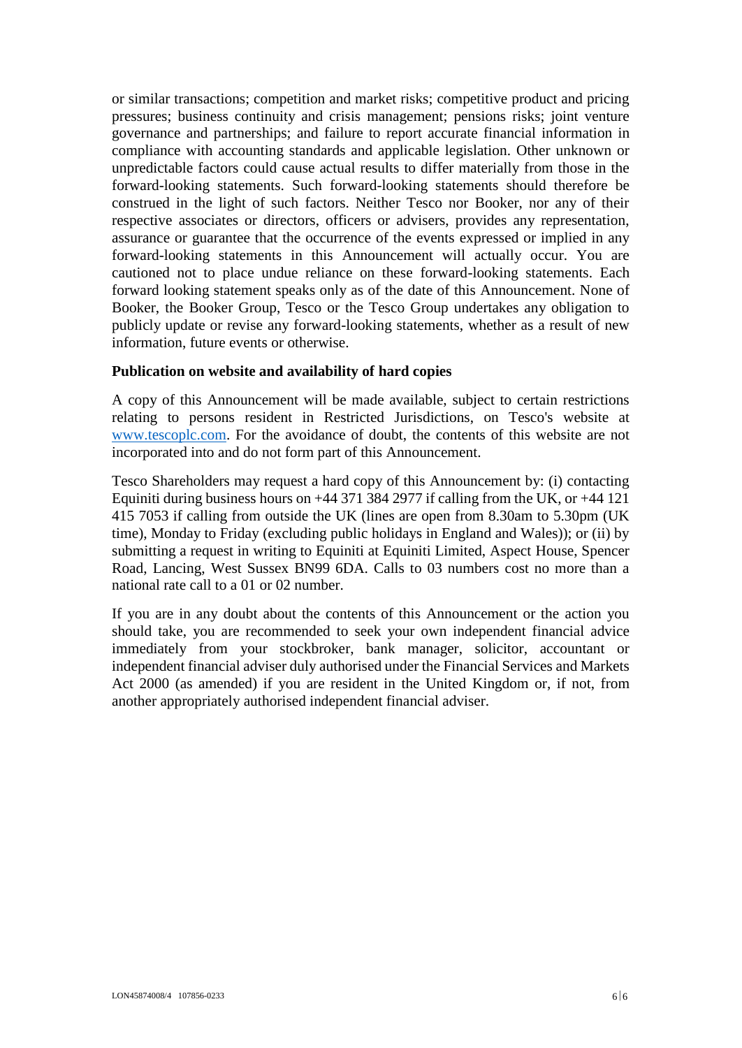or similar transactions; competition and market risks; competitive product and pricing pressures; business continuity and crisis management; pensions risks; joint venture governance and partnerships; and failure to report accurate financial information in compliance with accounting standards and applicable legislation. Other unknown or unpredictable factors could cause actual results to differ materially from those in the forward-looking statements. Such forward-looking statements should therefore be construed in the light of such factors. Neither Tesco nor Booker, nor any of their respective associates or directors, officers or advisers, provides any representation, assurance or guarantee that the occurrence of the events expressed or implied in any forward-looking statements in this Announcement will actually occur. You are cautioned not to place undue reliance on these forward-looking statements. Each forward looking statement speaks only as of the date of this Announcement. None of Booker, the Booker Group, Tesco or the Tesco Group undertakes any obligation to publicly update or revise any forward-looking statements, whether as a result of new information, future events or otherwise.

**Publication on website and availability of hard copies**

A copy of this Announcement will be made available, subject to certain restrictions relating to persons resident in Restricted Jurisdictions, on Tesco's website at www.tescoplc.com. For the avoidance of doubt, the contents of this website are not incorporated into and do not form part of this Announcement.

Tesco Shareholders may request a hard copy of this Announcement by: (i) contacting Equiniti during business hours on +44 371 384 2977 if calling from the UK, or +44 121 415 7053 if calling from outside the UK (lines are open from 8.30am to 5.30pm (UK time), Monday to Friday (excluding public holidays in England and Wales)); or (ii) by submitting a request in writing to Equiniti at Equiniti Limited, Aspect House, Spencer Road, Lancing, West Sussex BN99 6DA. Calls to 03 numbers cost no more than a national rate call to a 01 or 02 number.

If you are in any doubt about the contents of this Announcement or the action you should take, you are recommended to seek your own independent financial advice immediately from your stockbroker, bank manager, solicitor, accountant or independent financial adviser duly authorised under the Financial Services and Markets Act 2000 (as amended) if you are resident in the United Kingdom or, if not, from another appropriately authorised independent financial adviser.